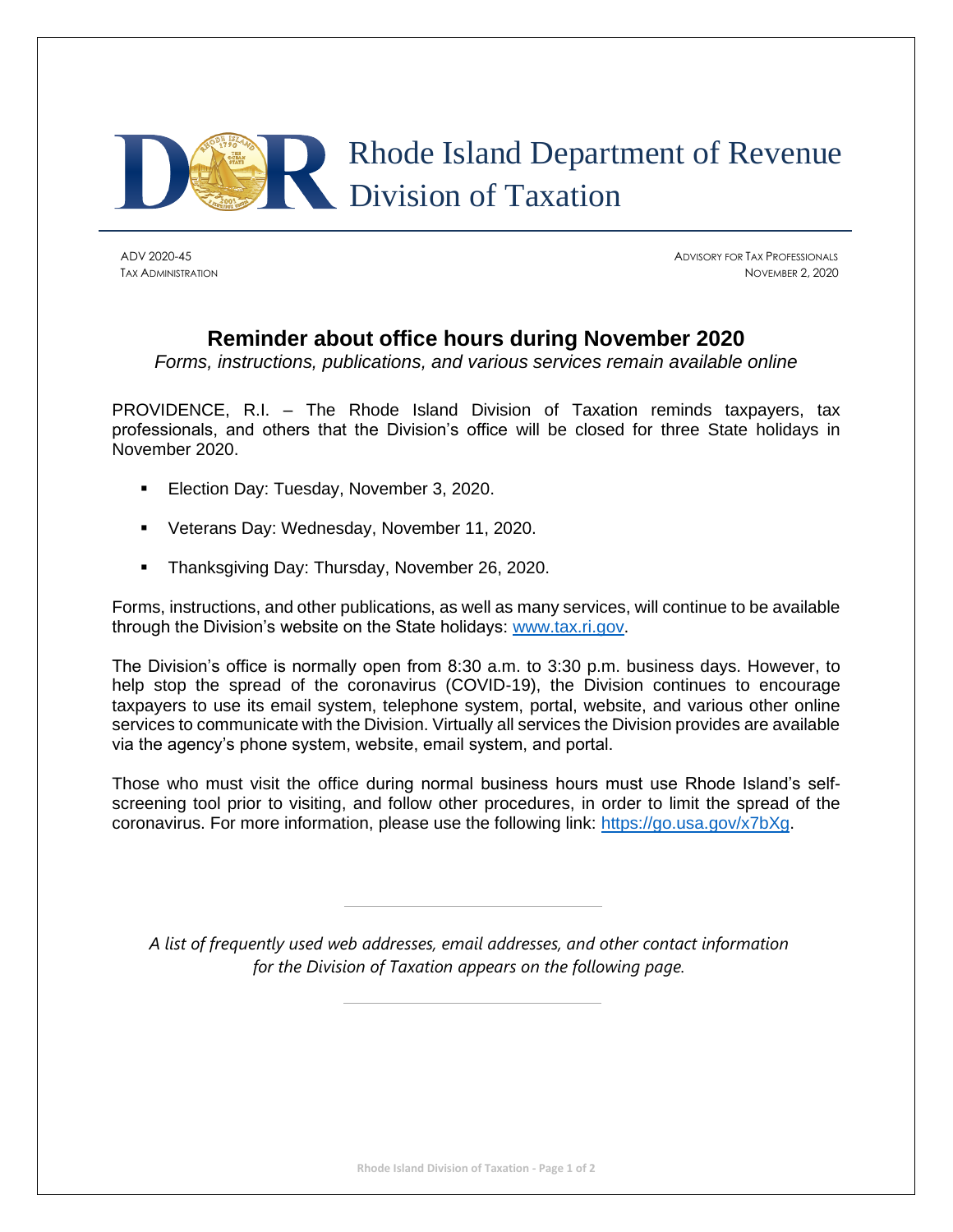Rhode Island Department of Revenue
Division of Taxation

ADV 2020-45
TAX ADMINISTRATION

ADVISORY FOR TAX PROFESSIONALS
NOVEMBER 2, 2020

# Reminder about office hours during November 2020

*Forms, instructions, publications, and various services remain available online*

PROVIDENCE, R.I. – The Rhode Island Division of Taxation reminds taxpayers, tax professionals, and others that the Division's office will be closed for three State holidays in November 2020.

- Election Day: Tuesday, November 3, 2020.
- Veterans Day: Wednesday, November 11, 2020.
- Thanksgiving Day: Thursday, November 26, 2020.

Forms, instructions, and other publications, as well as many services, will continue to be available through the Division's website on the State holidays: [www.tax.ri.gov](http://www.tax.ri.gov).

The Division's office is normally open from 8:30 a.m. to 3:30 p.m. business days. However, to help stop the spread of the coronavirus (COVID-19), the Division continues to encourage taxpayers to use its email system, telephone system, portal, website, and various other online services to communicate with the Division. Virtually all services the Division provides are available via the agency's phone system, website, email system, and portal.

Those who must visit the office during normal business hours must use Rhode Island's self-screening tool prior to visiting, and follow other procedures, in order to limit the spread of the coronavirus. For more information, please use the following link: [https://go.usa.gov/x7bXg](https://go.usa.gov/x7bXg).

---

*A list of frequently used web addresses, email addresses, and other contact information for the Division of Taxation appears on the following page.*

---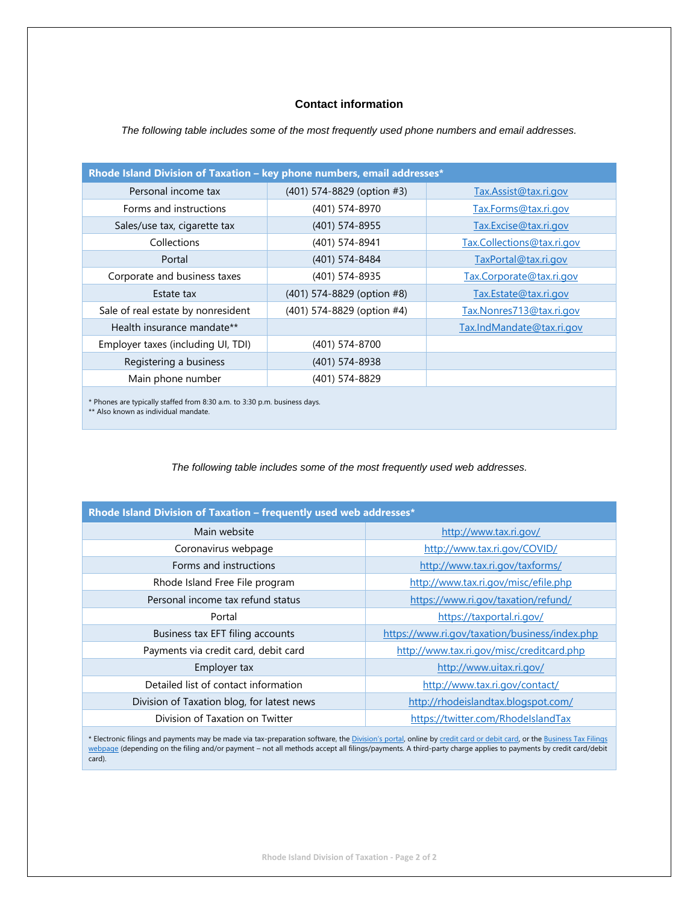## Contact information

*The following table includes some of the most frequently used phone numbers and email addresses.*

| Rhode Island Division of Taxation – key phone numbers, email addresses* | | |
|---|---|---|
| Personal income tax | (401) 574-8829 (option #3) | Tax.Assist@tax.ri.gov |
| Forms and instructions | (401) 574-8970 | Tax.Forms@tax.ri.gov |
| Sales/use tax, cigarette tax | (401) 574-8955 | Tax.Excise@tax.ri.gov |
| Collections | (401) 574-8941 | Tax.Collections@tax.ri.gov |
| Portal | (401) 574-8484 | TaxPortal@tax.ri.gov |
| Corporate and business taxes | (401) 574-8935 | Tax.Corporate@tax.ri.gov |
| Estate tax | (401) 574-8829 (option #8) | Tax.Estate@tax.ri.gov |
| Sale of real estate by nonresident | (401) 574-8829 (option #4) | Tax.Nonres713@tax.ri.gov |
| Health insurance mandate** | | Tax.IndMandate@tax.ri.gov |
| Employer taxes (including UI, TDI) | (401) 574-8700 | |
| Registering a business | (401) 574-8938 | |
| Main phone number | (401) 574-8829 | |

\* Phones are typically staffed from 8:30 a.m. to 3:30 p.m. business days.
\*\* Also known as individual mandate.

*The following table includes some of the most frequently used web addresses.*

| Rhode Island Division of Taxation – frequently used web addresses* | |
|---|---|
| Main website | http://www.tax.ri.gov/ |
| Coronavirus webpage | http://www.tax.ri.gov/COVID/ |
| Forms and instructions | http://www.tax.ri.gov/taxforms/ |
| Rhode Island Free File program | http://www.tax.ri.gov/misc/efile.php |
| Personal income tax refund status | https://www.ri.gov/taxation/refund/ |
| Portal | https://taxportal.ri.gov/ |
| Business tax EFT filing accounts | https://www.ri.gov/taxation/business/index.php |
| Payments via credit card, debit card | http://www.tax.ri.gov/misc/creditcard.php |
| Employer tax | http://www.uitax.ri.gov/ |
| Detailed list of contact information | http://www.tax.ri.gov/contact/ |
| Division of Taxation blog, for latest news | http://rhodeislandtax.blogspot.com/ |
| Division of Taxation on Twitter | https://twitter.com/RhodeIslandTax |

\* Electronic filings and payments may be made via tax-preparation software, the Division's portal, online by credit card or debit card, or the Business Tax Filings webpage (depending on the filing and/or payment – not all methods accept all filings/payments. A third-party charge applies to payments by credit card/debit card).